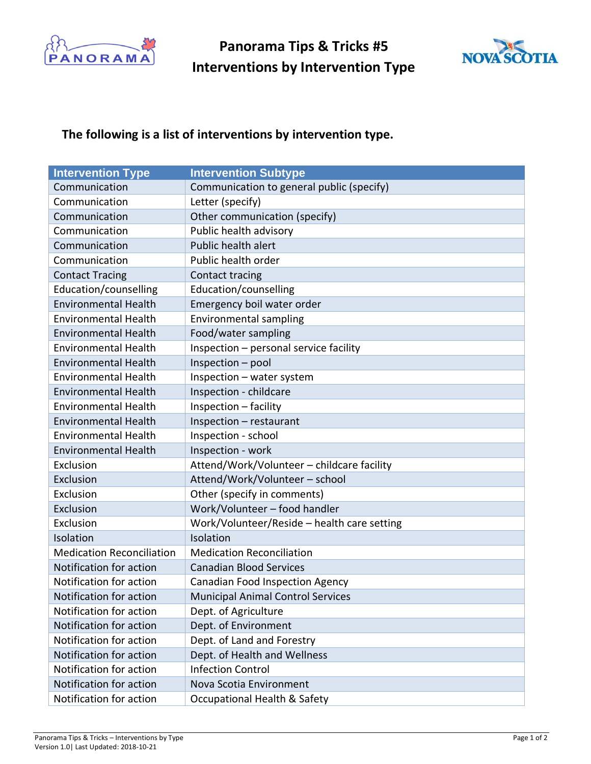# Panorama Tips & Tricks #5
# Interventions by Intervention Type

**The following is a list of interventions by intervention type.**

| Intervention Type | Intervention Subtype |
| --- | --- |
| Communication | Communication to general public (specify) |
| Communication | Letter (specify) |
| Communication | Other communication (specify) |
| Communication | Public health advisory |
| Communication | Public health alert |
| Communication | Public health order |
| Contact Tracing | Contact tracing |
| Education/counselling | Education/counselling |
| Environmental Health | Emergency boil water order |
| Environmental Health | Environmental sampling |
| Environmental Health | Food/water sampling |
| Environmental Health | Inspection – personal service facility |
| Environmental Health | Inspection – pool |
| Environmental Health | Inspection – water system |
| Environmental Health | Inspection - childcare |
| Environmental Health | Inspection – facility |
| Environmental Health | Inspection – restaurant |
| Environmental Health | Inspection - school |
| Environmental Health | Inspection - work |
| Exclusion | Attend/Work/Volunteer – childcare facility |
| Exclusion | Attend/Work/Volunteer – school |
| Exclusion | Other (specify in comments) |
| Exclusion | Work/Volunteer – food handler |
| Exclusion | Work/Volunteer/Reside – health care setting |
| Isolation | Isolation |
| Medication Reconciliation | Medication Reconciliation |
| Notification for action | Canadian Blood Services |
| Notification for action | Canadian Food Inspection Agency |
| Notification for action | Municipal Animal Control Services |
| Notification for action | Dept. of Agriculture |
| Notification for action | Dept. of Environment |
| Notification for action | Dept. of Land and Forestry |
| Notification for action | Dept. of Health and Wellness |
| Notification for action | Infection Control |
| Notification for action | Nova Scotia Environment |
| Notification for action | Occupational Health & Safety |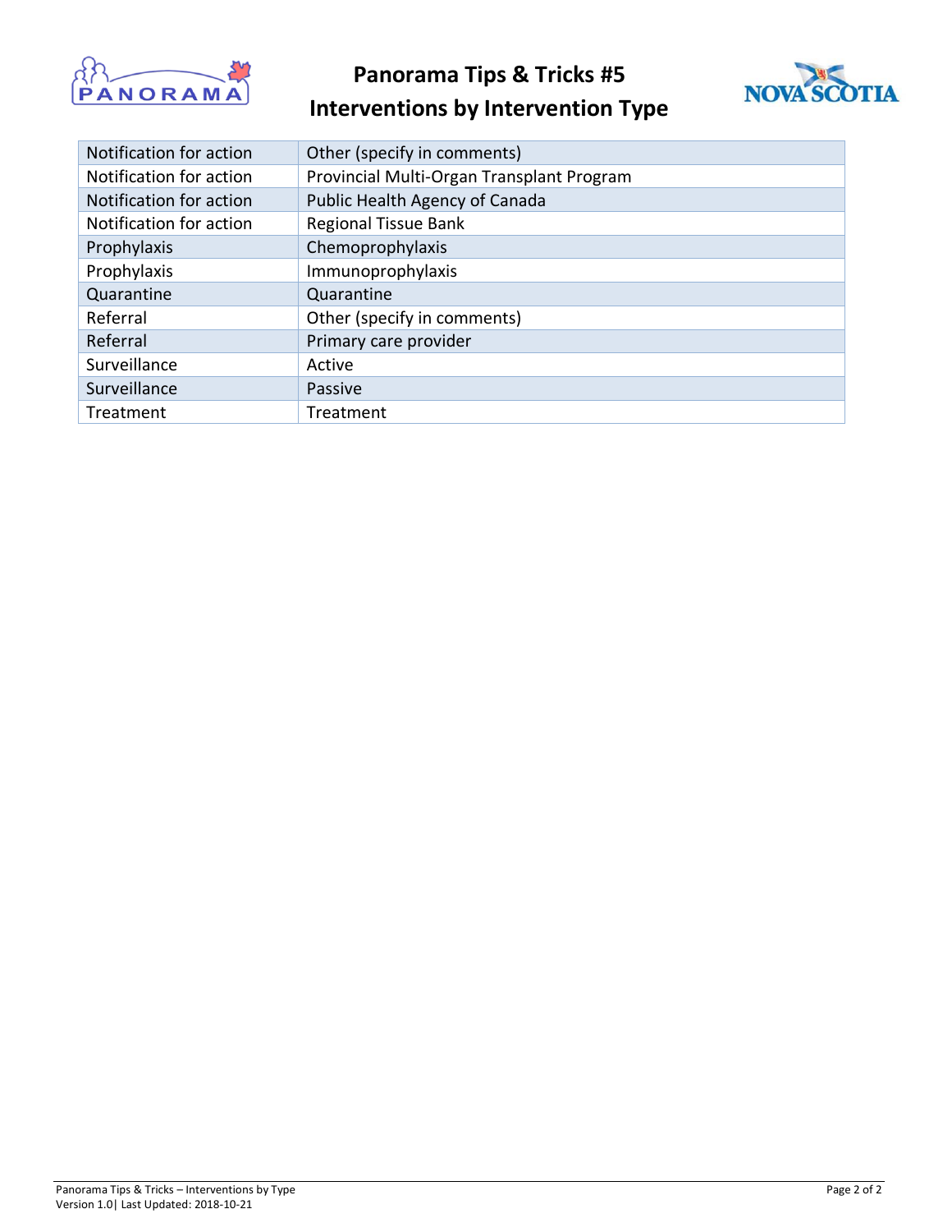| | |
|---|---|
| Notification for action | Other (specify in comments) |
| Notification for action | Provincial Multi-Organ Transplant Program |
| Notification for action | Public Health Agency of Canada |
| Notification for action | Regional Tissue Bank |
| Prophylaxis | Chemoprophylaxis |
| Prophylaxis | Immunoprophylaxis |
| Quarantine | Quarantine |
| Referral | Other (specify in comments) |
| Referral | Primary care provider |
| Surveillance | Active |
| Surveillance | Passive |
| Treatment | Treatment |